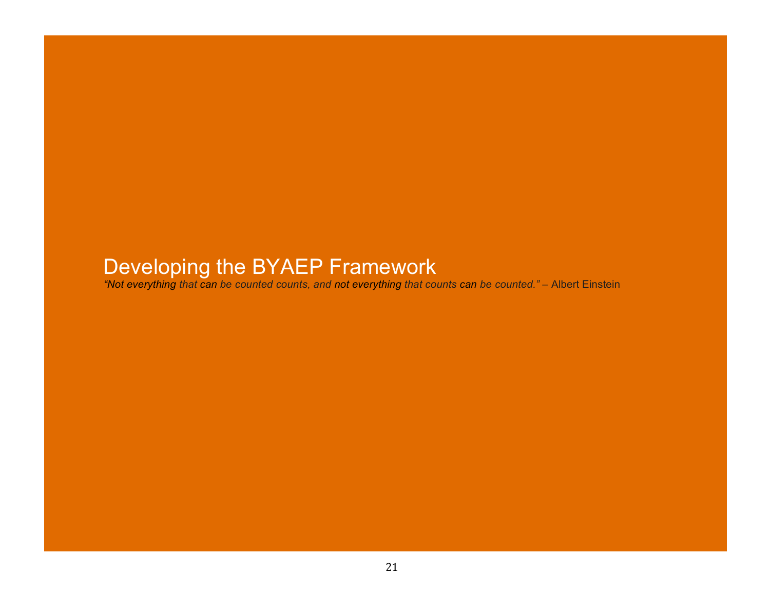# Developing the BYAEP Framework

*"Not everything that can be counted counts, and not everything that counts can be counted."* – Albert Einstein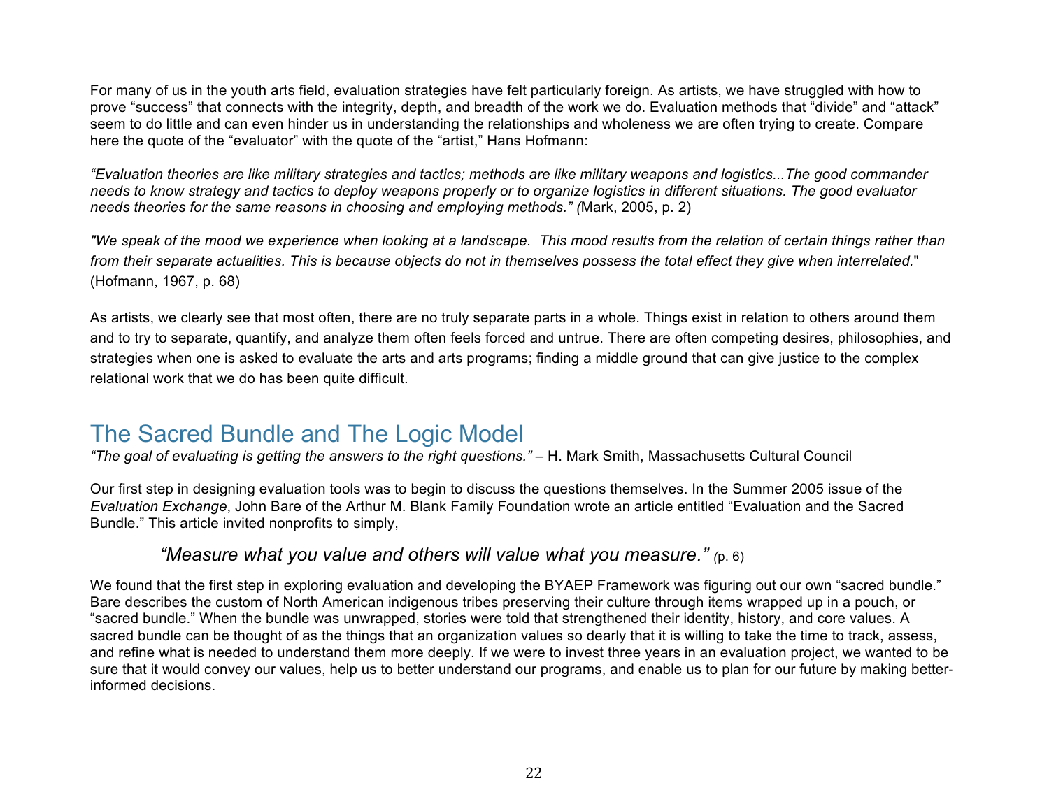For many of us in the youth arts field, evaluation strategies have felt particularly foreign. As artists, we have struggled with how to prove "success" that connects with the integrity, depth, and breadth of the work we do. Evaluation methods that "divide" and "attack" seem to do little and can even hinder us in understanding the relationships and wholeness we are often trying to create. Compare here the quote of the "evaluator" with the quote of the "artist," Hans Hofmann:

*"Evaluation theories are like military strategies and tactics; methods are like military weapons and logistics...The good commander needs to know strategy and tactics to deploy weapons properly or to organize logistics in different situations. The good evaluator needs theories for the same reasons in choosing and employing methods." (*Mark, 2005, p. 2)

*"We speak of the mood we experience when looking at a landscape. This mood results from the relation of certain things rather than from their separate actualities. This is because objects do not in themselves possess the total effect they give when interrelated.*" (Hofmann, 1967, p. 68)

As artists, we clearly see that most often, there are no truly separate parts in a whole. Things exist in relation to others around them and to try to separate, quantify, and analyze them often feels forced and untrue. There are often competing desires, philosophies, and strategies when one is asked to evaluate the arts and arts programs; finding a middle ground that can give justice to the complex relational work that we do has been quite difficult.

## The Sacred Bundle and The Logic Model

*"The goal of evaluating is getting the answers to the right questions."* – H. Mark Smith, Massachusetts Cultural Council

Our first step in designing evaluation tools was to begin to discuss the questions themselves. In the Summer 2005 issue of the *Evaluation Exchange*, John Bare of the Arthur M. Blank Family Foundation wrote an article entitled "Evaluation and the Sacred Bundle." This article invited nonprofits to simply,

> *"Measure what you value and others will value what you measure." (*p. 6)

We found that the first step in exploring evaluation and developing the BYAEP Framework was figuring out our own "sacred bundle." Bare describes the custom of North American indigenous tribes preserving their culture through items wrapped up in a pouch, or "sacred bundle." When the bundle was unwrapped, stories were told that strengthened their identity, history, and core values. A sacred bundle can be thought of as the things that an organization values so dearly that it is willing to take the time to track, assess, and refine what is needed to understand them more deeply. If we were to invest three years in an evaluation project, we wanted to be sure that it would convey our values, help us to better understand our programs, and enable us to plan for our future by making better-informed decisions.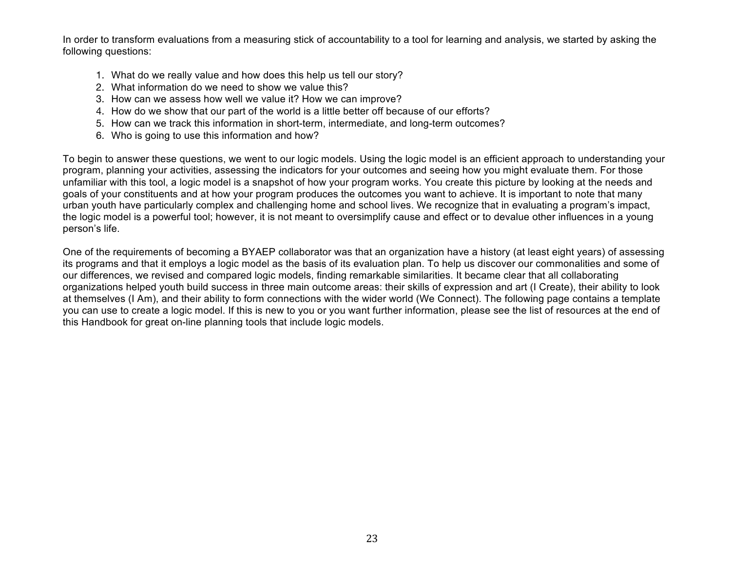In order to transform evaluations from a measuring stick of accountability to a tool for learning and analysis, we started by asking the following questions:

1. What do we really value and how does this help us tell our story?
2. What information do we need to show we value this?
3. How can we assess how well we value it? How we can improve?
4. How do we show that our part of the world is a little better off because of our efforts?
5. How can we track this information in short-term, intermediate, and long-term outcomes?
6. Who is going to use this information and how?

To begin to answer these questions, we went to our logic models. Using the logic model is an efficient approach to understanding your program, planning your activities, assessing the indicators for your outcomes and seeing how you might evaluate them. For those unfamiliar with this tool, a logic model is a snapshot of how your program works. You create this picture by looking at the needs and goals of your constituents and at how your program produces the outcomes you want to achieve. It is important to note that many urban youth have particularly complex and challenging home and school lives. We recognize that in evaluating a program's impact, the logic model is a powerful tool; however, it is not meant to oversimplify cause and effect or to devalue other influences in a young person's life.

One of the requirements of becoming a BYAEP collaborator was that an organization have a history (at least eight years) of assessing its programs and that it employs a logic model as the basis of its evaluation plan. To help us discover our commonalities and some of our differences, we revised and compared logic models, finding remarkable similarities. It became clear that all collaborating organizations helped youth build success in three main outcome areas: their skills of expression and art (I Create), their ability to look at themselves (I Am), and their ability to form connections with the wider world (We Connect). The following page contains a template you can use to create a logic model. If this is new to you or you want further information, please see the list of resources at the end of this Handbook for great on-line planning tools that include logic models.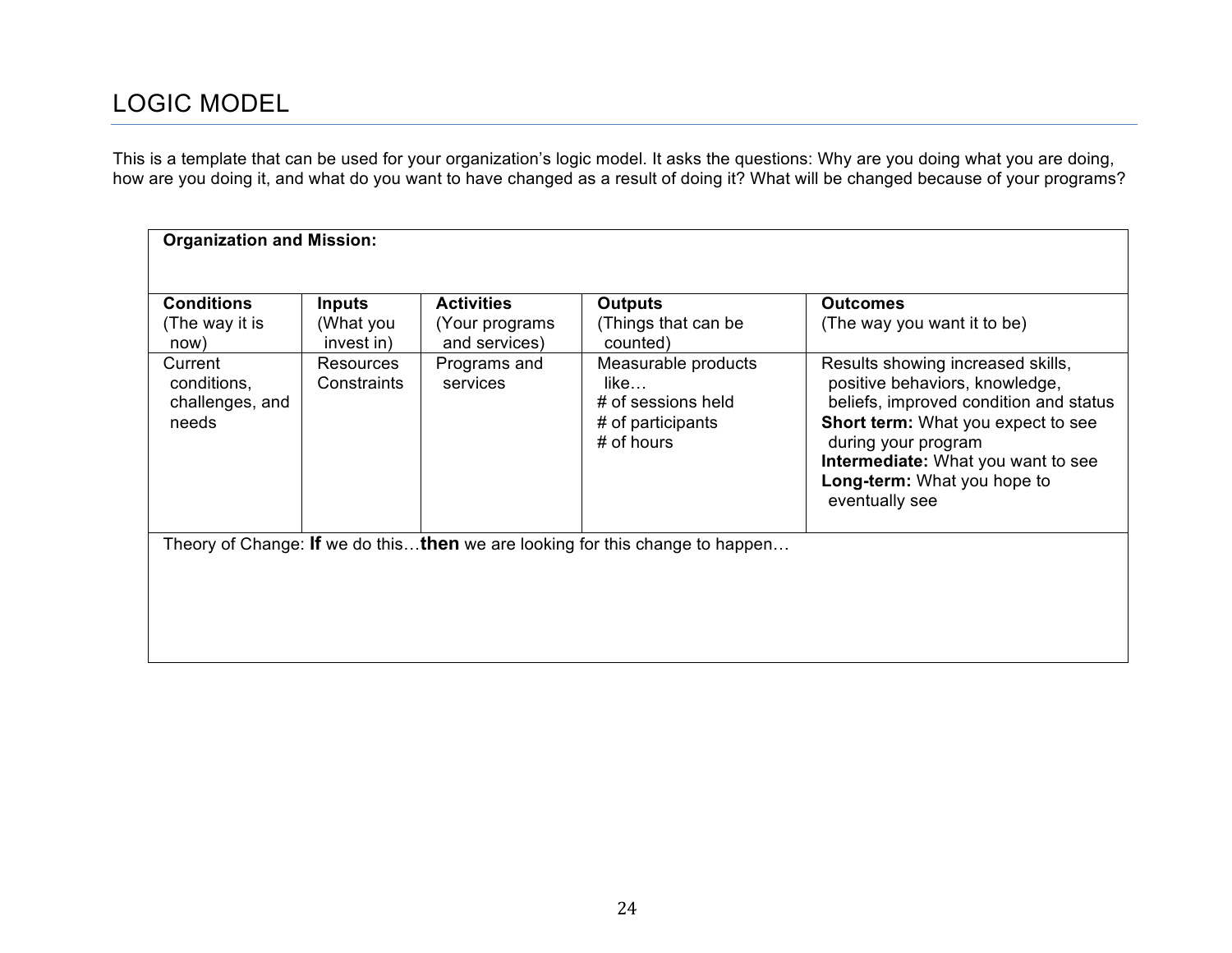# LOGIC MODEL

This is a template that can be used for your organization's logic model. It asks the questions: Why are you doing what you are doing, how are you doing it, and what do you want to have changed as a result of doing it? What will be changed because of your programs?

| **Organization and Mission:** | | | | |
|---|---|---|---|---|
| **Conditions** (The way it is now) | **Inputs** (What you invest in) | **Activities** (Your programs and services) | **Outputs** (Things that can be counted) | **Outcomes** (The way you want it to be) |
| Current conditions, challenges, and needs | Resources Constraints | Programs and services | Measurable products like… # of sessions held # of participants # of hours | Results showing increased skills, positive behaviors, knowledge, beliefs, improved condition and status **Short term:** What you expect to see during your program **Intermediate:** What you want to see **Long-term:** What you hope to eventually see |
| Theory of Change: **If** we do this…**then** we are looking for this change to happen… | | | | |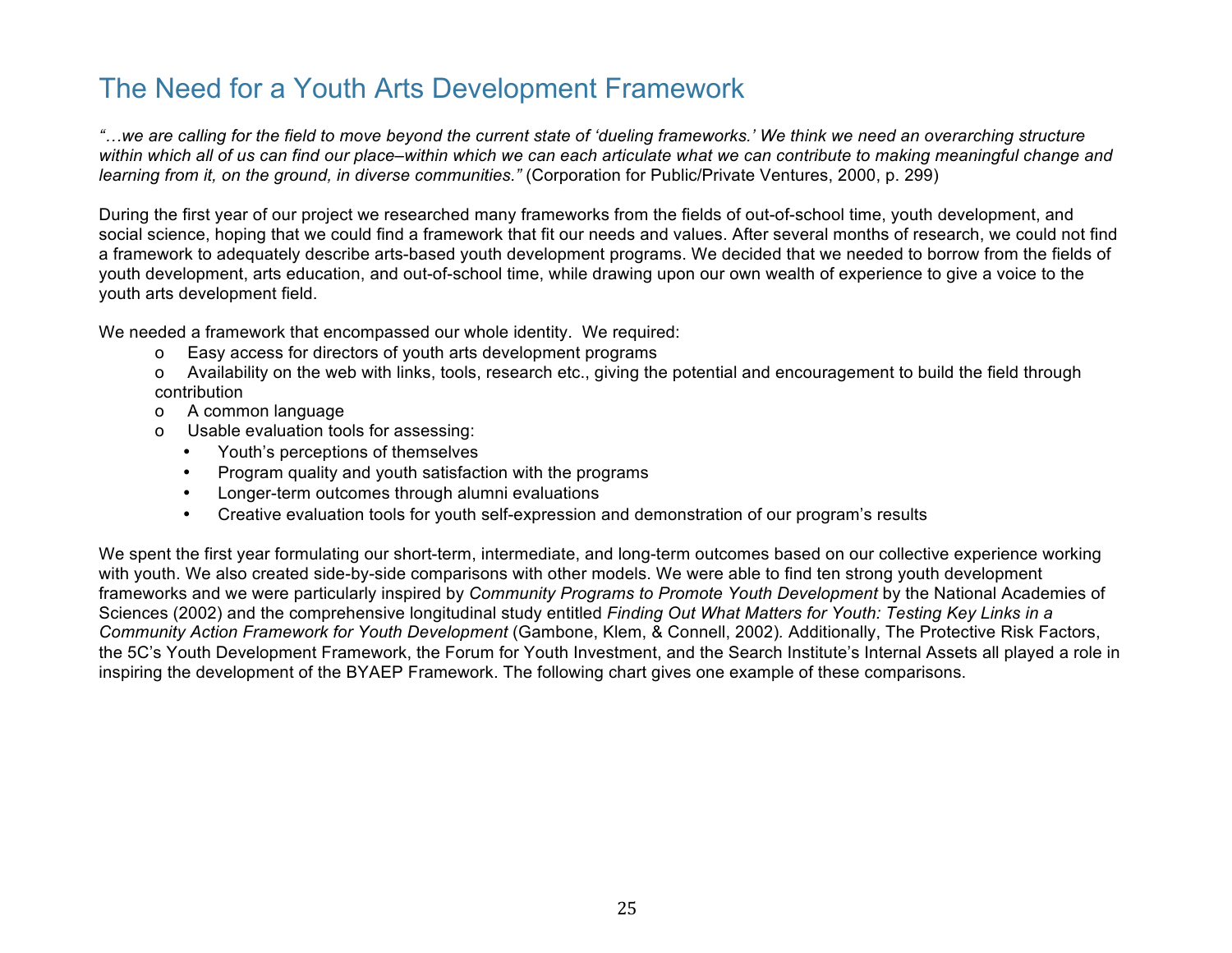# The Need for a Youth Arts Development Framework

*"…we are calling for the field to move beyond the current state of 'dueling frameworks.' We think we need an overarching structure within which all of us can find our place–within which we can each articulate what we can contribute to making meaningful change and learning from it, on the ground, in diverse communities."* (Corporation for Public/Private Ventures, 2000, p. 299)

During the first year of our project we researched many frameworks from the fields of out-of-school time, youth development, and social science, hoping that we could find a framework that fit our needs and values. After several months of research, we could not find a framework to adequately describe arts-based youth development programs. We decided that we needed to borrow from the fields of youth development, arts education, and out-of-school time, while drawing upon our own wealth of experience to give a voice to the youth arts development field.

We needed a framework that encompassed our whole identity. We required:

- Easy access for directors of youth arts development programs
- Availability on the web with links, tools, research etc., giving the potential and encouragement to build the field through contribution
- A common language
- Usable evaluation tools for assessing:
  - Youth's perceptions of themselves
  - Program quality and youth satisfaction with the programs
  - Longer-term outcomes through alumni evaluations
  - Creative evaluation tools for youth self-expression and demonstration of our program's results

We spent the first year formulating our short-term, intermediate, and long-term outcomes based on our collective experience working with youth. We also created side-by-side comparisons with other models. We were able to find ten strong youth development frameworks and we were particularly inspired by *Community Programs to Promote Youth Development* by the National Academies of Sciences (2002) and the comprehensive longitudinal study entitled *Finding Out What Matters for Youth: Testing Key Links in a Community Action Framework for Youth Development* (Gambone, Klem, & Connell, 2002). Additionally, The Protective Risk Factors, the 5C's Youth Development Framework, the Forum for Youth Investment, and the Search Institute's Internal Assets all played a role in inspiring the development of the BYAEP Framework. The following chart gives one example of these comparisons.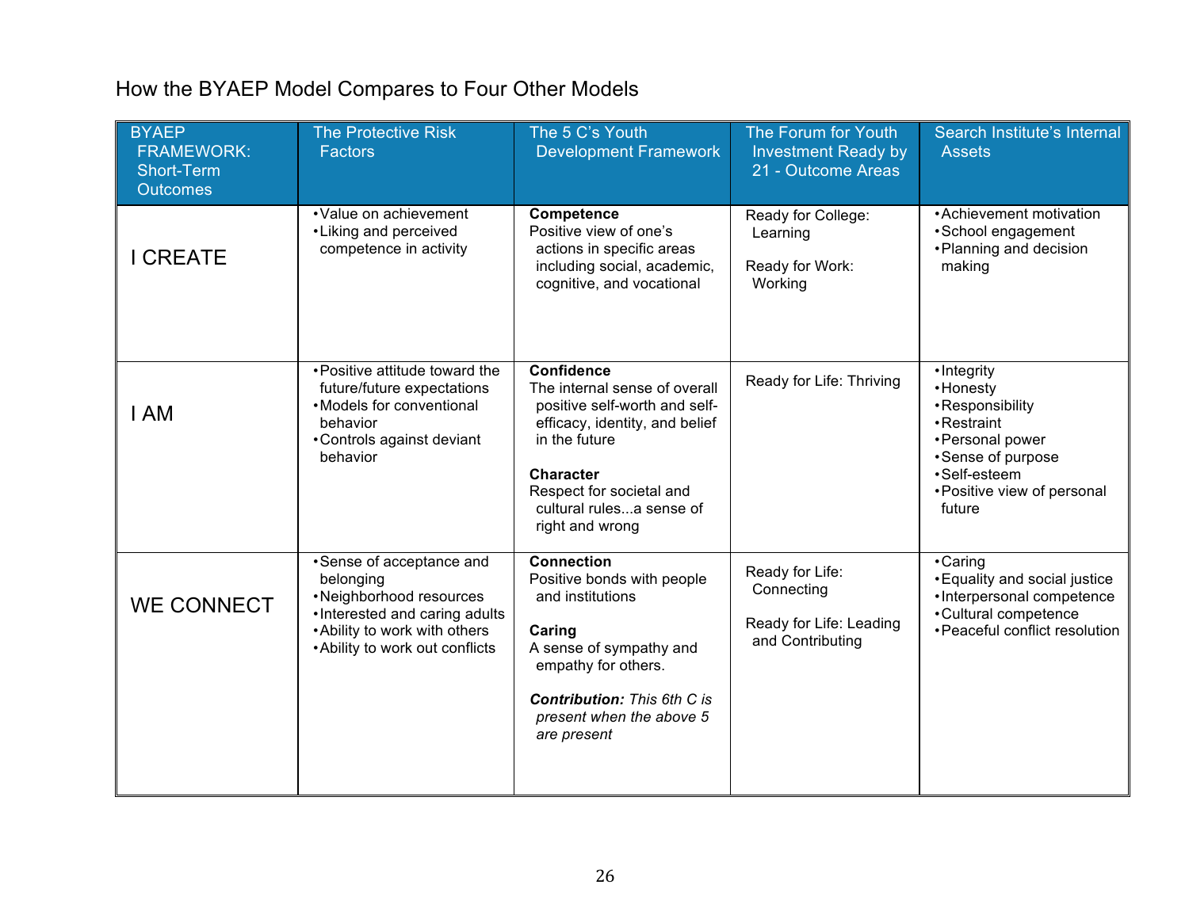## How the BYAEP Model Compares to Four Other Models

| BYAEP FRAMEWORK: Short-Term Outcomes | The Protective Risk Factors | The 5 C's Youth Development Framework | The Forum for Youth Investment Ready by 21 - Outcome Areas | Search Institute's Internal Assets |
|---|---|---|---|---|
| I CREATE | • Value on achievement<br>• Liking and perceived competence in activity | **Competence**<br>Positive view of one's actions in specific areas including social, academic, cognitive, and vocational | Ready for College: Learning<br><br>Ready for Work: Working | • Achievement motivation<br>• School engagement<br>• Planning and decision making |
| I AM | • Positive attitude toward the future/future expectations<br>• Models for conventional behavior<br>• Controls against deviant behavior | **Confidence**<br>The internal sense of overall positive self-worth and self-efficacy, identity, and belief in the future<br><br>**Character**<br>Respect for societal and cultural rules...a sense of right and wrong | Ready for Life: Thriving | • Integrity<br>• Honesty<br>• Responsibility<br>• Restraint<br>• Personal power<br>• Sense of purpose<br>• Self-esteem<br>• Positive view of personal future |
| WE CONNECT | • Sense of acceptance and belonging<br>• Neighborhood resources<br>• Interested and caring adults<br>• Ability to work with others<br>• Ability to work out conflicts | **Connection**<br>Positive bonds with people and institutions<br><br>**Caring**<br>A sense of sympathy and empathy for others.<br><br>***Contribution:*** *This 6th C is present when the above 5 are present* | Ready for Life: Connecting<br><br>Ready for Life: Leading and Contributing | • Caring<br>• Equality and social justice<br>• Interpersonal competence<br>• Cultural competence<br>• Peaceful conflict resolution |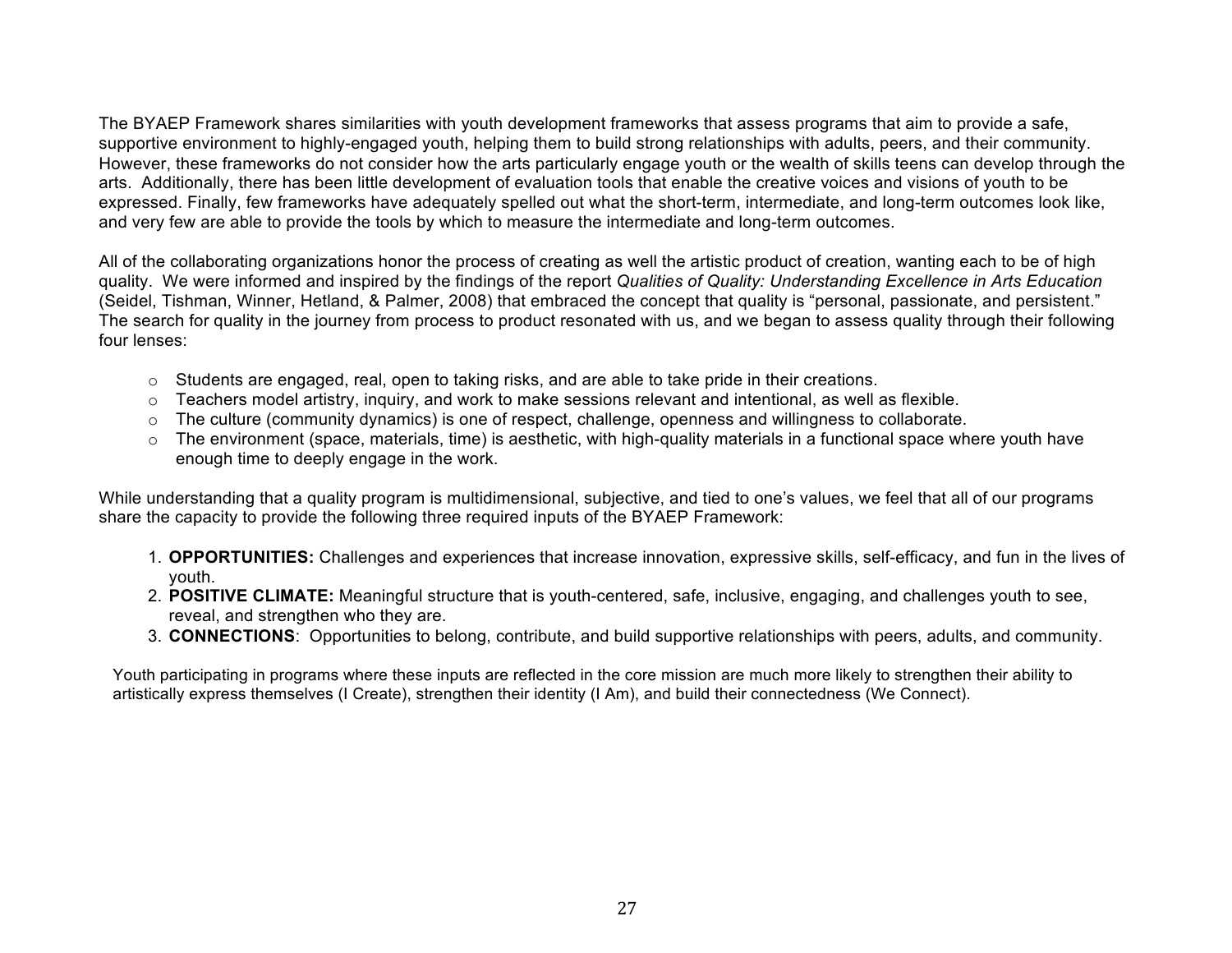The BYAEP Framework shares similarities with youth development frameworks that assess programs that aim to provide a safe, supportive environment to highly-engaged youth, helping them to build strong relationships with adults, peers, and their community. However, these frameworks do not consider how the arts particularly engage youth or the wealth of skills teens can develop through the arts. Additionally, there has been little development of evaluation tools that enable the creative voices and visions of youth to be expressed. Finally, few frameworks have adequately spelled out what the short-term, intermediate, and long-term outcomes look like, and very few are able to provide the tools by which to measure the intermediate and long-term outcomes.

All of the collaborating organizations honor the process of creating as well the artistic product of creation, wanting each to be of high quality. We were informed and inspired by the findings of the report *Qualities of Quality: Understanding Excellence in Arts Education* (Seidel, Tishman, Winner, Hetland, & Palmer, 2008) that embraced the concept that quality is "personal, passionate, and persistent." The search for quality in the journey from process to product resonated with us, and we began to assess quality through their following four lenses:

- Students are engaged, real, open to taking risks, and are able to take pride in their creations.
- Teachers model artistry, inquiry, and work to make sessions relevant and intentional, as well as flexible.
- The culture (community dynamics) is one of respect, challenge, openness and willingness to collaborate.
- The environment (space, materials, time) is aesthetic, with high-quality materials in a functional space where youth have enough time to deeply engage in the work.

While understanding that a quality program is multidimensional, subjective, and tied to one's values, we feel that all of our programs share the capacity to provide the following three required inputs of the BYAEP Framework:

1. **OPPORTUNITIES:** Challenges and experiences that increase innovation, expressive skills, self-efficacy, and fun in the lives of youth.
2. **POSITIVE CLIMATE:** Meaningful structure that is youth-centered, safe, inclusive, engaging, and challenges youth to see, reveal, and strengthen who they are.
3. **CONNECTIONS**: Opportunities to belong, contribute, and build supportive relationships with peers, adults, and community.

Youth participating in programs where these inputs are reflected in the core mission are much more likely to strengthen their ability to artistically express themselves (I Create), strengthen their identity (I Am), and build their connectedness (We Connect).